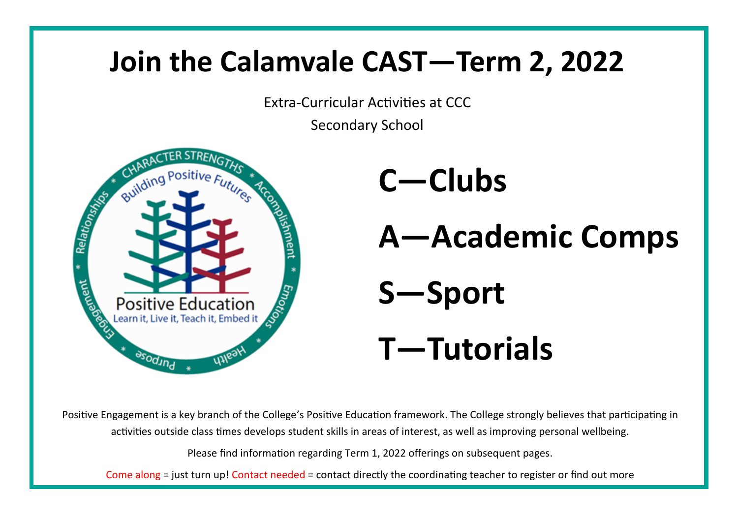# Join the Calamvale CAST—Term 2, 2022

Extra-Curricular Activities at CCC

Secondary School

## C—Clubs

## A—Academic Comps

## S—Sport

## T—Tutorials

Positive Engagement is a key branch of the College's Positive Education framework. The College strongly believes that participating in activities outside class times develops student skills in areas of interest, as well as improving personal wellbeing.

Please find information regarding Term 1, 2022 offerings on subsequent pages.

Come along = just turn up! Contact needed = contact directly the coordinating teacher to register or find out more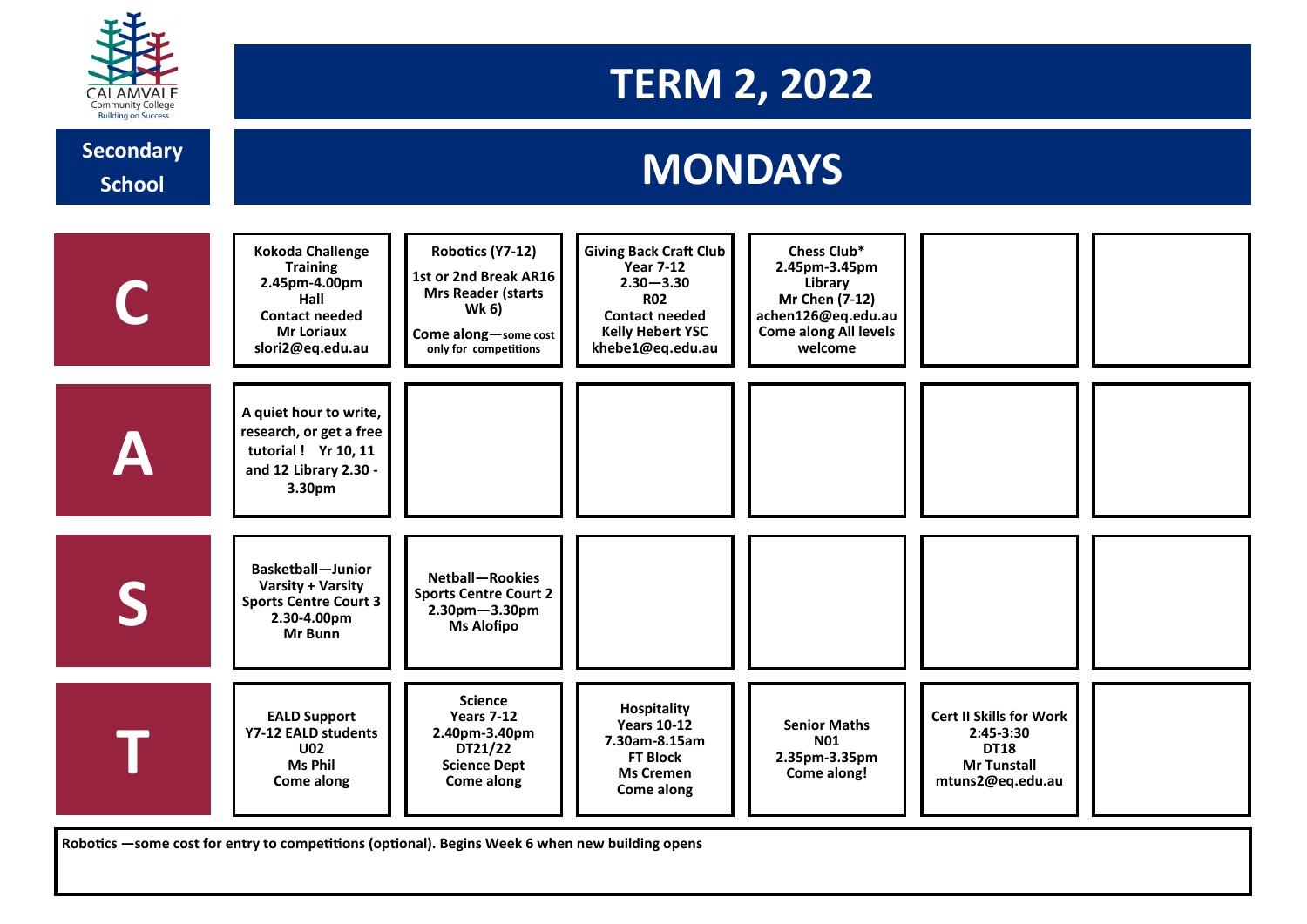CALAMVALE Community College
Building on Success

# TERM 2, 2022

**Secondary School**

## MONDAYS

| | | | | | | |
|---|---|---|---|---|---|---|
| **C** | **Kokoda Challenge Training 2.45pm-4.00pm Hall Contact needed Mr Loriaux slori2@eq.edu.au** | **Robotics (Y7-12) 1st or 2nd Break AR16 Mrs Reader (starts Wk 6) Come along—some cost only for competitions** | **Giving Back Craft Club Year 7-12 2.30—3.30 R02 Contact needed Kelly Hebert YSC khebe1@eq.edu.au** | **Chess Club* 2.45pm-3.45pm Library Mr Chen (7-12) achen126@eq.edu.au Come along All levels welcome** | | |
| **A** | **A quiet hour to write, research, or get a free tutorial ! Yr 10, 11 and 12 Library 2.30 - 3.30pm** | | | | | |
| **S** | **Basketball—Junior Varsity + Varsity Sports Centre Court 3 2.30-4.00pm Mr Bunn** | **Netball—Rookies Sports Centre Court 2 2.30pm—3.30pm Ms Alofipo** | | | | |
| **T** | **EALD Support Y7-12 EALD students U02 Ms Phil Come along** | **Science Years 7-12 2.40pm-3.40pm DT21/22 Science Dept Come along** | **Hospitality Years 10-12 7.30am-8.15am FT Block Ms Cremen Come along** | **Senior Maths N01 2.35pm-3.35pm Come along!** | **Cert II Skills for Work 2:45-3:30 DT18 Mr Tunstall mtuns2@eq.edu.au** | |

**Robotics —some cost for entry to competitions (optional). Begins Week 6 when new building opens**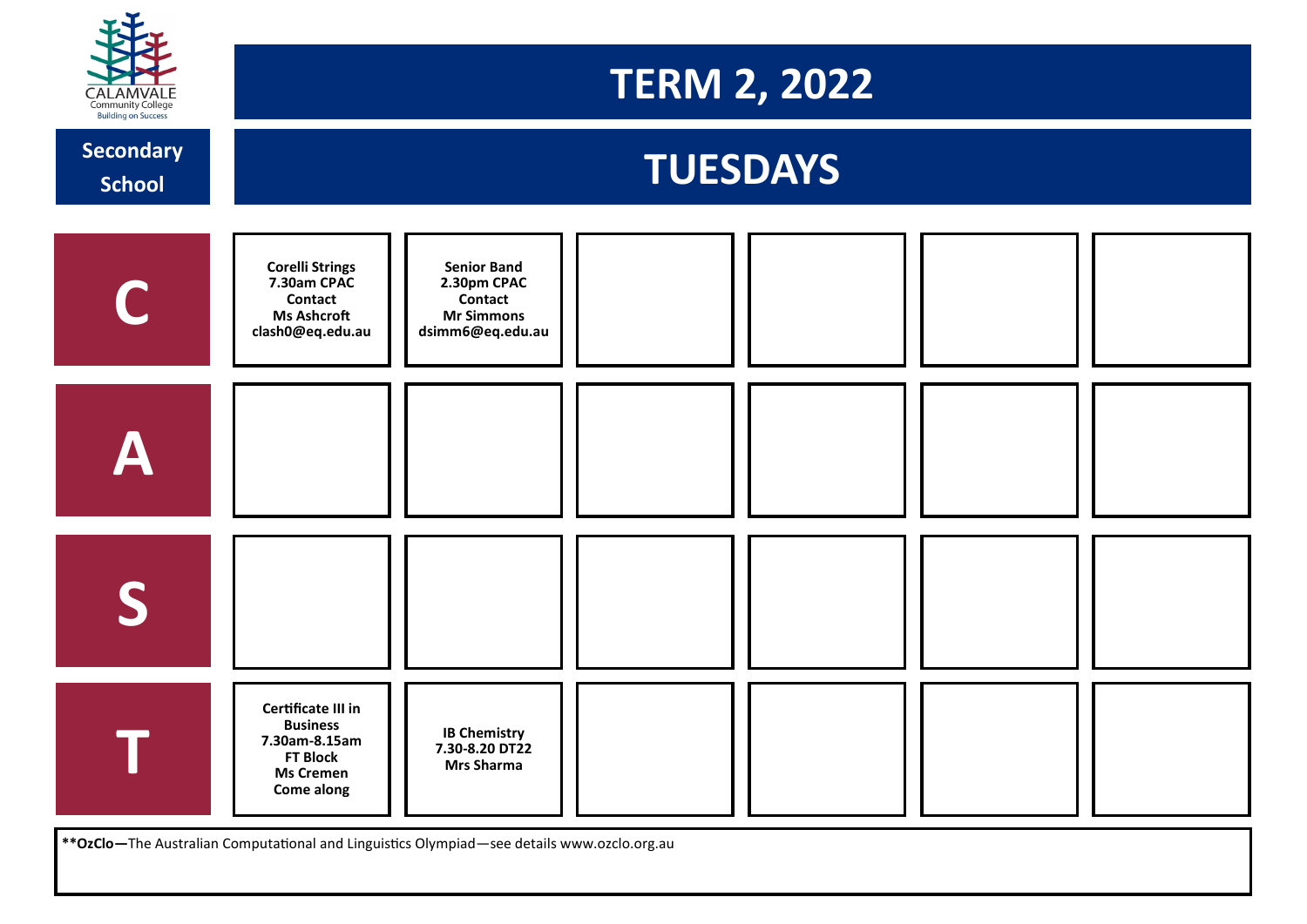CALAMVALE Community College
Building on Success

# TERM 2, 2022

## Secondary School

## TUESDAYS

| | | | | | | |
|---|---|---|---|---|---|---|
| **C** | **Corelli Strings 7.30am CPAC Contact Ms Ashcroft clash0@eq.edu.au** | **Senior Band 2.30pm CPAC Contact Mr Simmons dsimm6@eq.edu.au** | | | | |
| **A** | | | | | | |
| **S** | | | | | | |
| **T** | **Certificate III in Business 7.30am-8.15am FT Block Ms Cremen Come along** | **IB Chemistry 7.30-8.20 DT22 Mrs Sharma** | | | | |

**\*\*OzClo—**The Australian Computational and Linguistics Olympiad—see details www.ozclo.org.au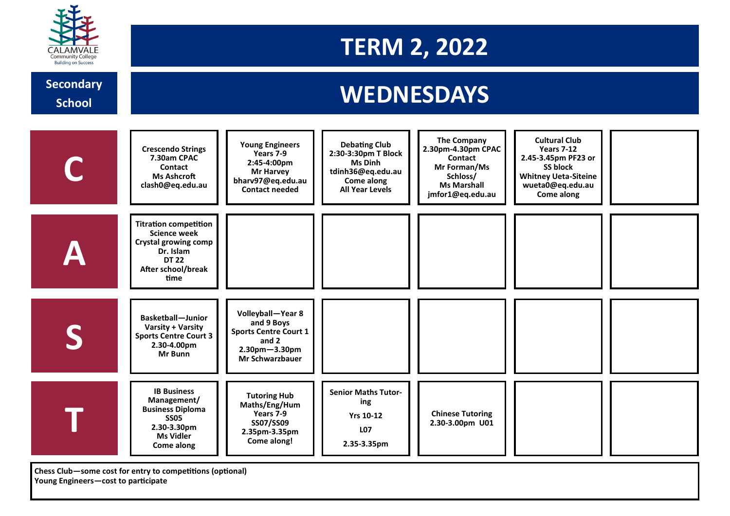CALAMVALE Community College
Building on Success

# TERM 2, 2022

## Secondary School

## WEDNESDAYS

| | | | | | | |
|---|---|---|---|---|---|---|
| **C** | **Crescendo Strings** **7.30am CPAC** **Contact** **Ms Ashcroft** **clash0@eq.edu.au** | **Young Engineers** **Years 7-9** **2:45-4:00pm** **Mr Harvey** **bharv97@eq.edu.au** **Contact needed** | **Debating Club** **2:30-3:30pm T Block** **Ms Dinh** **tdinh36@eq.edu.au** **Come along** **All Year Levels** | **The Company** **2.30pm-4.30pm CPAC** **Contact** **Mr Forman/Ms Schloss/** **Ms Marshall** **jmfor1@eq.edu.au** | **Cultural Club** **Years 7-12** **2.45-3.45pm PF23 or SS block** **Whitney Ueta-Siteine** **wueta0@eq.edu.au** **Come along** | |
| **A** | **Titration competition** **Science week** **Crystal growing comp** **Dr. Islam** **DT 22** **After school/break time** | | | | | |
| **S** | **Basketball—Junior Varsity + Varsity** **Sports Centre Court 3** **2.30-4.00pm** **Mr Bunn** | **Volleyball—Year 8 and 9 Boys** **Sports Centre Court 1 and 2** **2.30pm—3.30pm** **Mr Schwarzbauer** | | | | |
| **T** | **IB Business Management/** **Business Diploma** **SS05** **2.30-3.30pm** **Ms Vidler** **Come along** | **Tutoring Hub** **Maths/Eng/Hum** **Years 7-9** **SS07/SS09** **2.35pm-3.35pm** **Come along!** | **Senior Maths Tutoring** **Yrs 10-12** **L07** **2.35-3.35pm** | **Chinese Tutoring** **2.30-3.00pm U01** | | |

**Chess Club—some cost for entry to competitions (optional)**
**Young Engineers—cost to participate**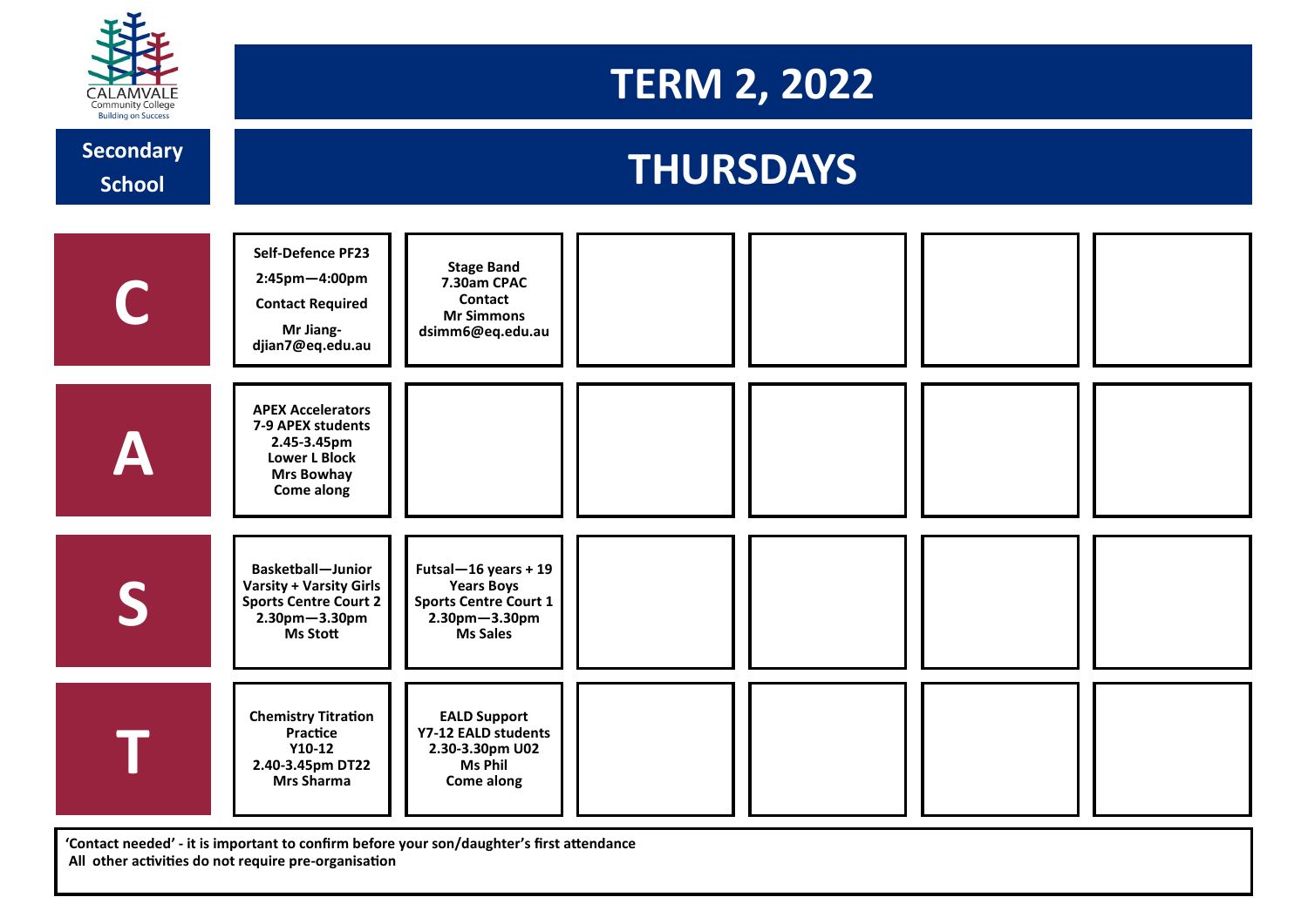CALAMVALE Community College
Building on Success

**Secondary School**

# TERM 2, 2022

# THURSDAYS

| | | | | | | |
|---|---|---|---|---|---|---|
| **C** | **Self-Defence PF23**<br>**2:45pm—4:00pm**<br>**Contact Required**<br>**Mr Jiang- djian7@eq.edu.au** | **Stage Band**<br>**7.30am CPAC**<br>**Contact**<br>**Mr Simmons**<br>**dsimm6@eq.edu.au** | | | | |
| **A** | **APEX Accelerators**<br>**7-9 APEX students**<br>**2.45-3.45pm**<br>**Lower L Block**<br>**Mrs Bowhay**<br>**Come along** | | | | | |
| **S** | **Basketball—Junior Varsity + Varsity Girls**<br>**Sports Centre Court 2**<br>**2.30pm—3.30pm**<br>**Ms Stott** | **Futsal—16 years + 19 Years Boys**<br>**Sports Centre Court 1**<br>**2.30pm—3.30pm**<br>**Ms Sales** | | | | |
| **T** | **Chemistry Titration Practice**<br>**Y10-12**<br>**2.40-3.45pm DT22**<br>**Mrs Sharma** | **EALD Support**<br>**Y7-12 EALD students**<br>**2.30-3.30pm U02**<br>**Ms Phil**<br>**Come along** | | | | |

**'Contact needed' - it is important to confirm before your son/daughter's first attendance**
**All other activities do not require pre-organisation**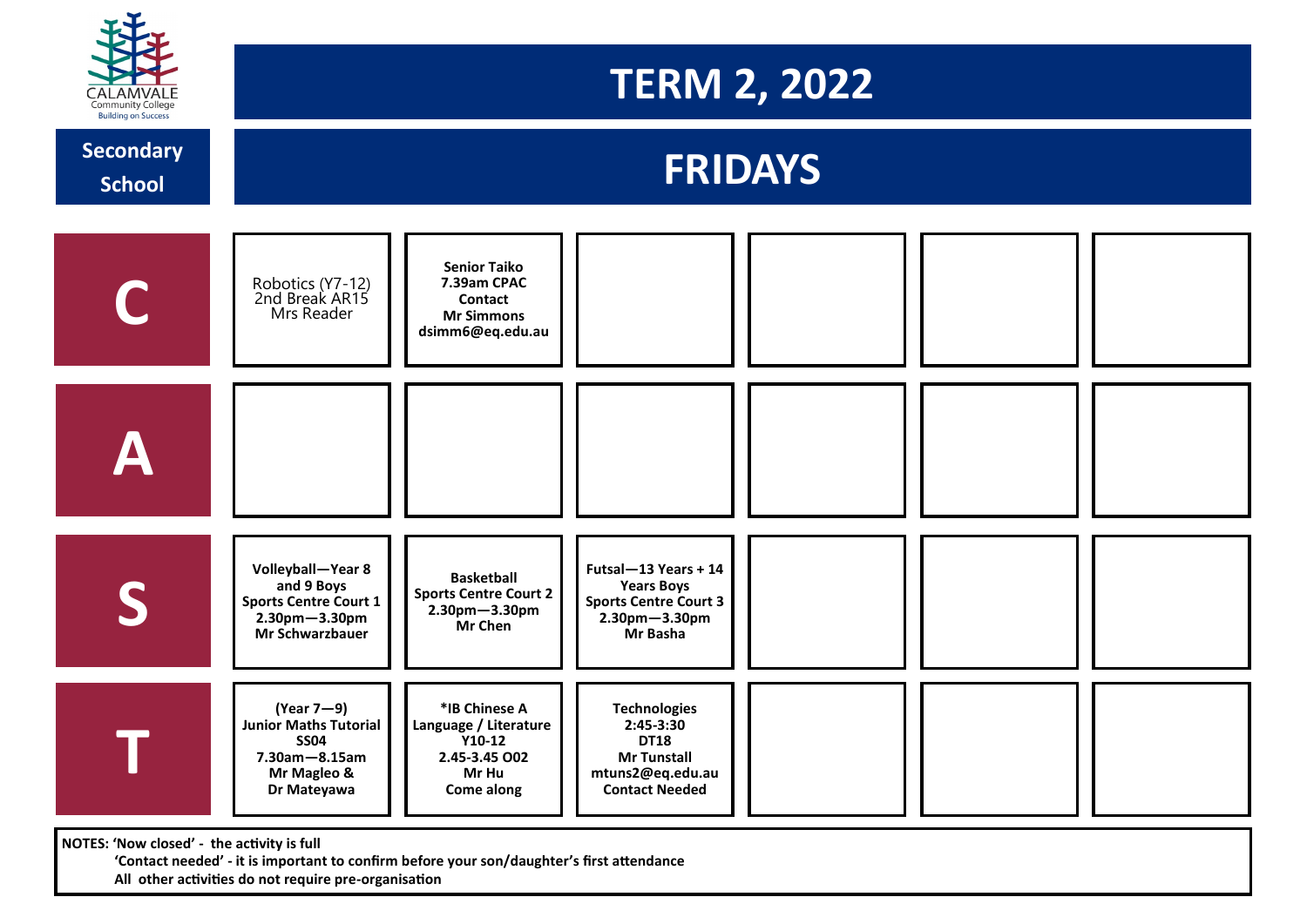CALAMVALE Community College
Building on Success

# TERM 2, 2022

## Secondary School

## FRIDAYS

| | | | | | | |
|---|---|---|---|---|---|---|
| **C** | Robotics (Y7-12) 2nd Break AR15 Mrs Reader | **Senior Taiko 7.39am CPAC Contact Mr Simmons dsimm6@eq.edu.au** | | | | |
| **A** | | | | | | |
| **S** | **Volleyball—Year 8 and 9 Boys Sports Centre Court 1 2.30pm—3.30pm Mr Schwarzbauer** | **Basketball Sports Centre Court 2 2.30pm—3.30pm Mr Chen** | **Futsal—13 Years + 14 Years Boys Sports Centre Court 3 2.30pm—3.30pm Mr Basha** | | | |
| **T** | **(Year 7—9) Junior Maths Tutorial SS04 7.30am—8.15am Mr Magleo & Dr Mateyawa** | **\*IB Chinese A Language / Literature Y10-12 2.45-3.45 O02 Mr Hu Come along** | **Technologies 2:45-3:30 DT18 Mr Tunstall mtuns2@eq.edu.au Contact Needed** | | | |

**NOTES: 'Now closed' - the activity is full**
**'Contact needed' - it is important to confirm before your son/daughter's first attendance**
**All other activities do not require pre-organisation**